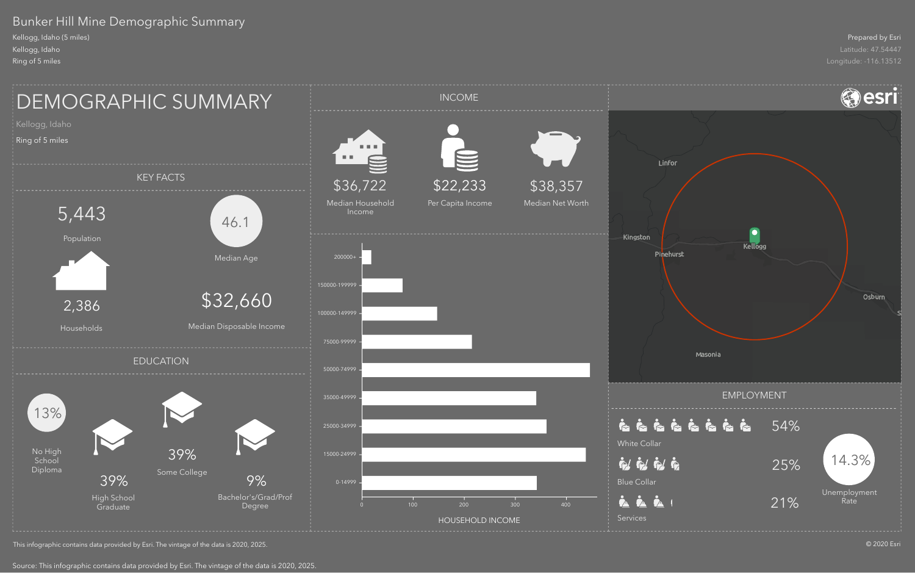# Bunker Hill Mine Demographic Summary

Kellogg, Idaho (5 miles)
Kellogg, Idaho
Ring of 5 miles

Prepared by Esri
Latitude: 47.54447
Longitude: -116.13512

## DEMOGRAPHIC SUMMARY

Kellogg, Idaho
Ring of 5 miles

### KEY FACTS

5,443
Population

46.1
Median Age

2,386
Households

$32,660
Median Disposable Income

### EDUCATION

13%
No High School Diploma

39%
High School Graduate

39%
Some College

9%
Bachelor's/Grad/Prof Degree

### INCOME

$36,722
Median Household Income

$22,233
Per Capita Income

$38,357
Median Net Worth

HOUSEHOLD INCOME

| Income range |
| --- |
| 200000+ |
| 150000-199999 |
| 100000-149999 |
| 75000-99999 |
| 50000-74999 |
| 35000-49999 |
| 25000-34999 |
| 15000-24999 |
| 0-14999 |

Axis: 0, 100, 200, 300, 400

Linfor, Kingston, Pinehurst, Kellogg, Osburn, Masonia

### EMPLOYMENT

54%
White Collar

25%
Blue Collar

21%
Services

14.3%
Unemployment Rate

This infographic contains data provided by Esri. The vintage of the data is 2020, 2025.

© 2020 Esri

Source: This infographic contains data provided by Esri. The vintage of the data is 2020, 2025.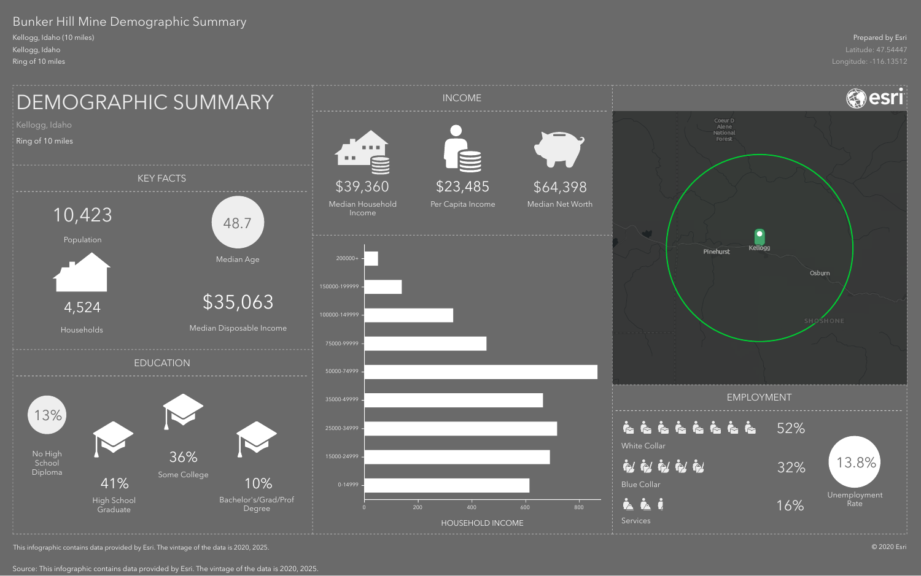# Bunker Hill Mine Demographic Summary

Kellogg, Idaho (10 miles)
Kellogg, Idaho
Ring of 10 miles

Prepared by Esri
Latitude: 47.54447
Longitude: -116.13512

## DEMOGRAPHIC SUMMARY

Kellogg, Idaho
Ring of 10 miles

### KEY FACTS

10,423
Population

48.7
Median Age

4,524
Households

$35,063
Median Disposable Income

### EDUCATION

13%
No High School Diploma

41%
High School Graduate

36%
Some College

10%
Bachelor's/Grad/Prof Degree

### INCOME

$39,360
Median Household Income

$23,485
Per Capita Income

$64,398
Median Net Worth

### HOUSEHOLD INCOME

| Income range |
|---|
| 200000+ |
| 150000-199999 |
| 100000-149999 |
| 75000-99999 |
| 50000-74999 |
| 35000-49999 |
| 25000-34999 |
| 15000-24999 |
| 0-14999 |

0 200 400 600 800

HOUSEHOLD INCOME

### EMPLOYMENT

52%
White Collar

32%
Blue Collar

16%
Services

13.8%
Unemployment Rate

This infographic contains data provided by Esri. The vintage of the data is 2020, 2025.

© 2020 Esri

Source: This infographic contains data provided by Esri. The vintage of the data is 2020, 2025.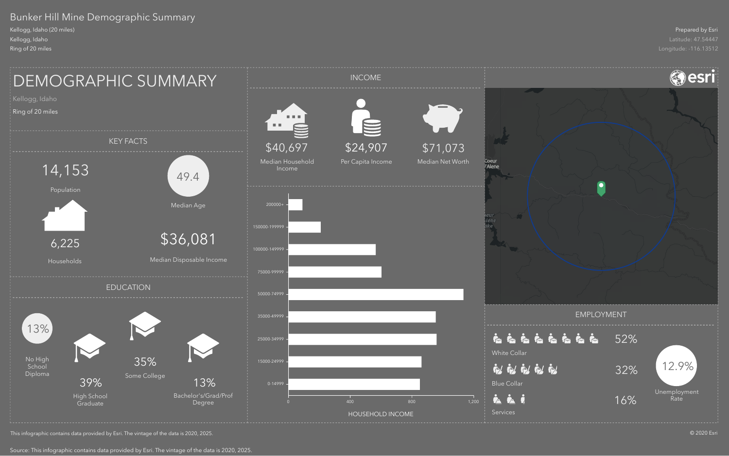# Bunker Hill Mine Demographic Summary

Kellogg, Idaho (20 miles)
Kellogg, Idaho
Ring of 20 miles

Prepared by Esri
Latitude: 47.54447
Longitude: -116.13512

## DEMOGRAPHIC SUMMARY

Kellogg, Idaho
Ring of 20 miles

### KEY FACTS

14,153
Population

49.4
Median Age

6,225
Households

$36,081
Median Disposable Income

### EDUCATION

13%
No High School Diploma

39%
High School Graduate

35%
Some College

13%
Bachelor's/Grad/Prof Degree

### INCOME

$40,697
Median Household Income

$24,907
Per Capita Income

$71,073
Median Net Worth

200000+
150000-199999
100000-149999
75000-99999
50000-74999
35000-49999
25000-34999
15000-24999
0-14999

0
400
800
1,200

HOUSEHOLD INCOME

### EMPLOYMENT

52%
White Collar

32%
Blue Collar

16%
Services

12.9%
Unemployment Rate

This infographic contains data provided by Esri. The vintage of the data is 2020, 2025.

© 2020 Esri

Source: This infographic contains data provided by Esri. The vintage of the data is 2020, 2025.